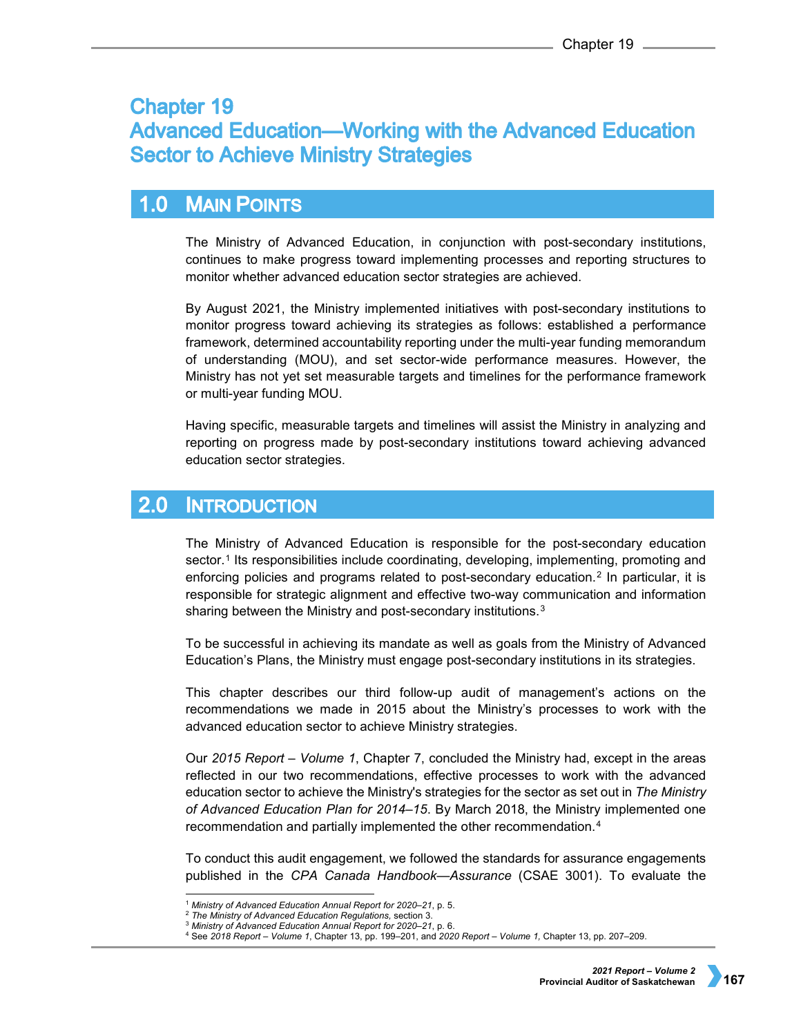# Chapter 19
# Advanced Education—Working with the Advanced Education Sector to Achieve Ministry Strategies

## 1.0 Main Points

The Ministry of Advanced Education, in conjunction with post-secondary institutions, continues to make progress toward implementing processes and reporting structures to monitor whether advanced education sector strategies are achieved.

By August 2021, the Ministry implemented initiatives with post-secondary institutions to monitor progress toward achieving its strategies as follows: established a performance framework, determined accountability reporting under the multi-year funding memorandum of understanding (MOU), and set sector-wide performance measures. However, the Ministry has not yet set measurable targets and timelines for the performance framework or multi-year funding MOU.

Having specific, measurable targets and timelines will assist the Ministry in analyzing and reporting on progress made by post-secondary institutions toward achieving advanced education sector strategies.

## 2.0 Introduction

The Ministry of Advanced Education is responsible for the post-secondary education sector.[1] Its responsibilities include coordinating, developing, implementing, promoting and enforcing policies and programs related to post-secondary education.[2] In particular, it is responsible for strategic alignment and effective two-way communication and information sharing between the Ministry and post-secondary institutions.[3]

To be successful in achieving its mandate as well as goals from the Ministry of Advanced Education's Plans, the Ministry must engage post-secondary institutions in its strategies.

This chapter describes our third follow-up audit of management's actions on the recommendations we made in 2015 about the Ministry's processes to work with the advanced education sector to achieve Ministry strategies.

Our *2015 Report – Volume 1*, Chapter 7, concluded the Ministry had, except in the areas reflected in our two recommendations, effective processes to work with the advanced education sector to achieve the Ministry's strategies for the sector as set out in *The Ministry of Advanced Education Plan for 2014–15*. By March 2018, the Ministry implemented one recommendation and partially implemented the other recommendation.[4]

To conduct this audit engagement, we followed the standards for assurance engagements published in the *CPA Canada Handbook—Assurance* (CSAE 3001). To evaluate the

---

[1] *Ministry of Advanced Education Annual Report for 2020–21*, p. 5.
[2] *The Ministry of Advanced Education Regulations,* section 3.
[3] *Ministry of Advanced Education Annual Report for 2020–21*, p. 6.
[4] See *2018 Report – Volume 1*, Chapter 13, pp. 199–201, and *2020 Report – Volume 1,* Chapter 13, pp. 207–209.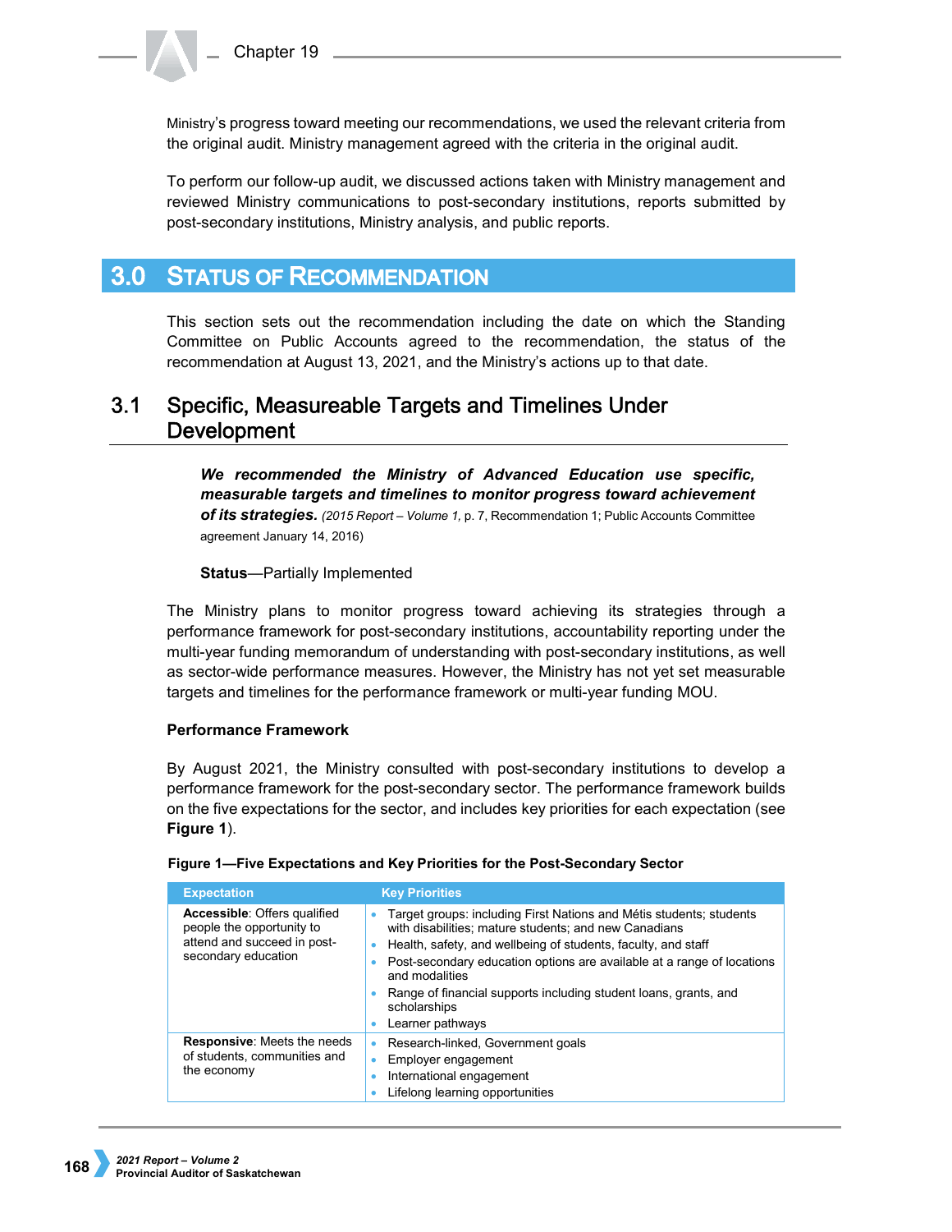Ministry's progress toward meeting our recommendations, we used the relevant criteria from the original audit. Ministry management agreed with the criteria in the original audit.

To perform our follow-up audit, we discussed actions taken with Ministry management and reviewed Ministry communications to post-secondary institutions, reports submitted by post-secondary institutions, Ministry analysis, and public reports.

# 3.0 Status of Recommendation

This section sets out the recommendation including the date on which the Standing Committee on Public Accounts agreed to the recommendation, the status of the recommendation at August 13, 2021, and the Ministry's actions up to that date.

## 3.1 Specific, Measureable Targets and Timelines Under Development

> ***We recommended the Ministry of Advanced Education use specific, measurable targets and timelines to monitor progress toward achievement of its strategies.*** *(2015 Report – Volume 1,* p. 7, Recommendation 1; Public Accounts Committee agreement January 14, 2016)
>
> **Status**—Partially Implemented

The Ministry plans to monitor progress toward achieving its strategies through a performance framework for post-secondary institutions, accountability reporting under the multi-year funding memorandum of understanding with post-secondary institutions, as well as sector-wide performance measures. However, the Ministry has not yet set measurable targets and timelines for the performance framework or multi-year funding MOU.

**Performance Framework**

By August 2021, the Ministry consulted with post-secondary institutions to develop a performance framework for the post-secondary sector. The performance framework builds on the five expectations for the sector, and includes key priorities for each expectation (see **Figure 1**).

**Figure 1—Five Expectations and Key Priorities for the Post-Secondary Sector**

| Expectation | Key Priorities |
|---|---|
| **Accessible**: Offers qualified people the opportunity to attend and succeed in post-secondary education | • Target groups: including First Nations and Métis students; students with disabilities; mature students; and new Canadians<br>• Health, safety, and wellbeing of students, faculty, and staff<br>• Post-secondary education options are available at a range of locations and modalities<br>• Range of financial supports including student loans, grants, and scholarships<br>• Learner pathways |
| **Responsive**: Meets the needs of students, communities and the economy | • Research-linked, Government goals<br>• Employer engagement<br>• International engagement<br>• Lifelong learning opportunities |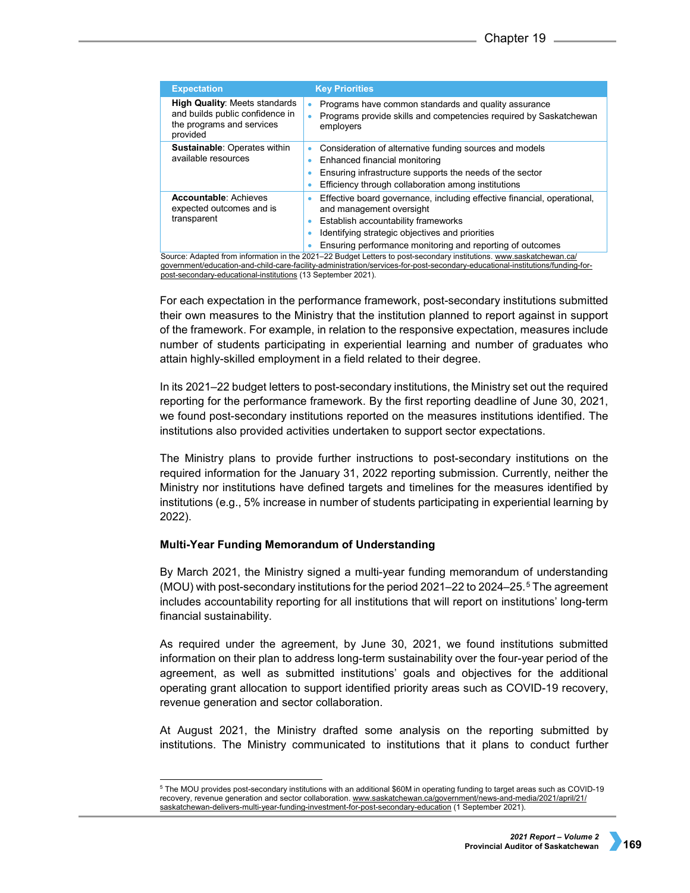| Expectation | Key Priorities |
|---|---|
| **High Quality**: Meets standards and builds public confidence in the programs and services provided | • Programs have common standards and quality assurance<br>• Programs provide skills and competencies required by Saskatchewan employers |
| **Sustainable**: Operates within available resources | • Consideration of alternative funding sources and models<br>• Enhanced financial monitoring<br>• Ensuring infrastructure supports the needs of the sector<br>• Efficiency through collaboration among institutions |
| **Accountable**: Achieves expected outcomes and is transparent | • Effective board governance, including effective financial, operational, and management oversight<br>• Establish accountability frameworks<br>• Identifying strategic objectives and priorities<br>• Ensuring performance monitoring and reporting of outcomes |

Source: Adapted from information in the 2021–22 Budget Letters to post-secondary institutions. www.saskatchewan.ca/government/education-and-child-care-facility-administration/services-for-post-secondary-educational-institutions/funding-for-post-secondary-educational-institutions (13 September 2021).

For each expectation in the performance framework, post-secondary institutions submitted their own measures to the Ministry that the institution planned to report against in support of the framework. For example, in relation to the responsive expectation, measures include number of students participating in experiential learning and number of graduates who attain highly-skilled employment in a field related to their degree.

In its 2021–22 budget letters to post-secondary institutions, the Ministry set out the required reporting for the performance framework. By the first reporting deadline of June 30, 2021, we found post-secondary institutions reported on the measures institutions identified. The institutions also provided activities undertaken to support sector expectations.

The Ministry plans to provide further instructions to post-secondary institutions on the required information for the January 31, 2022 reporting submission. Currently, neither the Ministry nor institutions have defined targets and timelines for the measures identified by institutions (e.g., 5% increase in number of students participating in experiential learning by 2022).

**Multi-Year Funding Memorandum of Understanding**

By March 2021, the Ministry signed a multi-year funding memorandum of understanding (MOU) with post-secondary institutions for the period 2021–22 to 2024–25.[5] The agreement includes accountability reporting for all institutions that will report on institutions' long-term financial sustainability.

As required under the agreement, by June 30, 2021, we found institutions submitted information on their plan to address long-term sustainability over the four-year period of the agreement, as well as submitted institutions' goals and objectives for the additional operating grant allocation to support identified priority areas such as COVID-19 recovery, revenue generation and sector collaboration.

At August 2021, the Ministry drafted some analysis on the reporting submitted by institutions. The Ministry communicated to institutions that it plans to conduct further

[5] The MOU provides post-secondary institutions with an additional $60M in operating funding to target areas such as COVID-19 recovery, revenue generation and sector collaboration. www.saskatchewan.ca/government/news-and-media/2021/april/21/saskatchewan-delivers-multi-year-funding-investment-for-post-secondary-education (1 September 2021).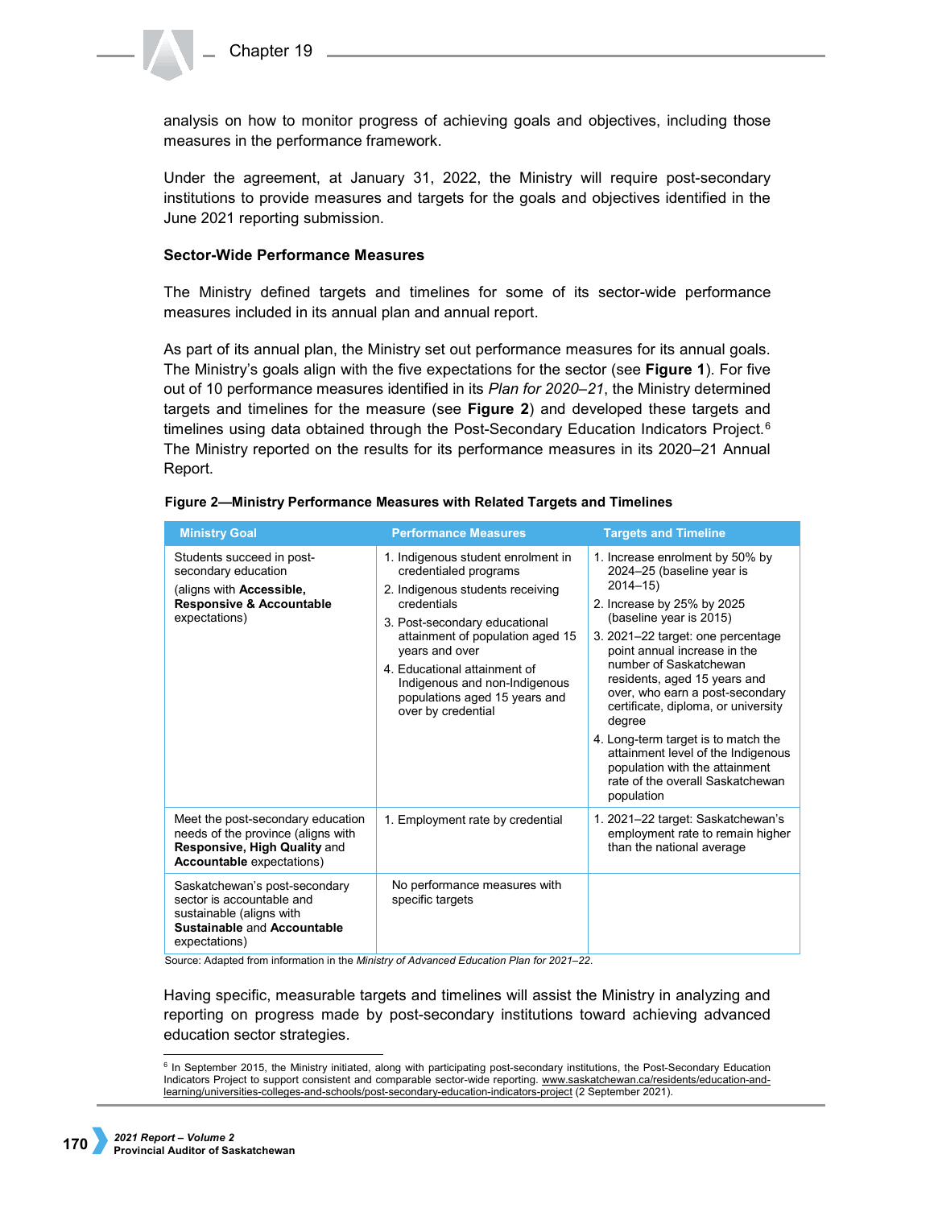analysis on how to monitor progress of achieving goals and objectives, including those measures in the performance framework.

Under the agreement, at January 31, 2022, the Ministry will require post-secondary institutions to provide measures and targets for the goals and objectives identified in the June 2021 reporting submission.

### Sector-Wide Performance Measures

The Ministry defined targets and timelines for some of its sector-wide performance measures included in its annual plan and annual report.

As part of its annual plan, the Ministry set out performance measures for its annual goals. The Ministry's goals align with the five expectations for the sector (see **Figure 1**). For five out of 10 performance measures identified in its *Plan for 2020–21*, the Ministry determined targets and timelines for the measure (see **Figure 2**) and developed these targets and timelines using data obtained through the Post-Secondary Education Indicators Project.[6] The Ministry reported on the results for its performance measures in its 2020–21 Annual Report.

**Figure 2—Ministry Performance Measures with Related Targets and Timelines**

| Ministry Goal | Performance Measures | Targets and Timeline |
|---|---|---|
| Students succeed in post-secondary education (aligns with **Accessible, Responsive & Accountable** expectations) | 1. Indigenous student enrolment in credentialed programs<br>2. Indigenous students receiving credentials<br>3. Post-secondary educational attainment of population aged 15 years and over<br>4. Educational attainment of Indigenous and non-Indigenous populations aged 15 years and over by credential | 1. Increase enrolment by 50% by 2024–25 (baseline year is 2014–15)<br>2. Increase by 25% by 2025 (baseline year is 2015)<br>3. 2021–22 target: one percentage point annual increase in the number of Saskatchewan residents, aged 15 years and over, who earn a post-secondary certificate, diploma, or university degree<br>4. Long-term target is to match the attainment level of the Indigenous population with the attainment rate of the overall Saskatchewan population |
| Meet the post-secondary education needs of the province (aligns with **Responsive, High Quality** and **Accountable** expectations) | 1. Employment rate by credential | 1. 2021–22 target: Saskatchewan's employment rate to remain higher than the national average |
| Saskatchewan's post-secondary sector is accountable and sustainable (aligns with **Sustainable** and **Accountable** expectations) | No performance measures with specific targets | |

Source: Adapted from information in the *Ministry of Advanced Education Plan for 2021–22*.

Having specific, measurable targets and timelines will assist the Ministry in analyzing and reporting on progress made by post-secondary institutions toward achieving advanced education sector strategies.

[6] In September 2015, the Ministry initiated, along with participating post-secondary institutions, the Post-Secondary Education Indicators Project to support consistent and comparable sector-wide reporting. www.saskatchewan.ca/residents/education-and-learning/universities-colleges-and-schools/post-secondary-education-indicators-project (2 September 2021).